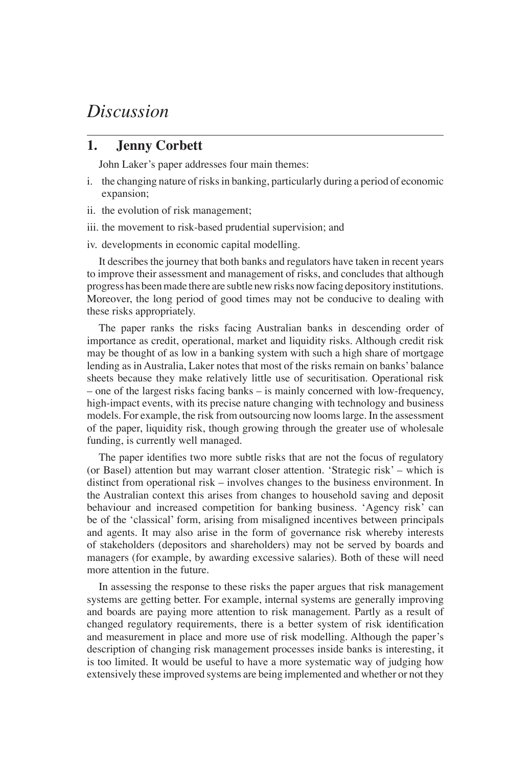# *Discussion*

## 1. Jenny Corbett

John Laker's paper addresses four main themes:

i. the changing nature of risks in banking, particularly during a period of economic expansion;

ii. the evolution of risk management;

iii. the movement to risk-based prudential supervision; and

iv. developments in economic capital modelling.

It describes the journey that both banks and regulators have taken in recent years to improve their assessment and management of risks, and concludes that although progress has been made there are subtle new risks now facing depository institutions. Moreover, the long period of good times may not be conducive to dealing with these risks appropriately.

The paper ranks the risks facing Australian banks in descending order of importance as credit, operational, market and liquidity risks. Although credit risk may be thought of as low in a banking system with such a high share of mortgage lending as in Australia, Laker notes that most of the risks remain on banks' balance sheets because they make relatively little use of securitisation. Operational risk – one of the largest risks facing banks – is mainly concerned with low-frequency, high-impact events, with its precise nature changing with technology and business models. For example, the risk from outsourcing now looms large. In the assessment of the paper, liquidity risk, though growing through the greater use of wholesale funding, is currently well managed.

The paper identifies two more subtle risks that are not the focus of regulatory (or Basel) attention but may warrant closer attention. 'Strategic risk' – which is distinct from operational risk – involves changes to the business environment. In the Australian context this arises from changes to household saving and deposit behaviour and increased competition for banking business. 'Agency risk' can be of the 'classical' form, arising from misaligned incentives between principals and agents. It may also arise in the form of governance risk whereby interests of stakeholders (depositors and shareholders) may not be served by boards and managers (for example, by awarding excessive salaries). Both of these will need more attention in the future.

In assessing the response to these risks the paper argues that risk management systems are getting better. For example, internal systems are generally improving and boards are paying more attention to risk management. Partly as a result of changed regulatory requirements, there is a better system of risk identification and measurement in place and more use of risk modelling. Although the paper's description of changing risk management processes inside banks is interesting, it is too limited. It would be useful to have a more systematic way of judging how extensively these improved systems are being implemented and whether or not they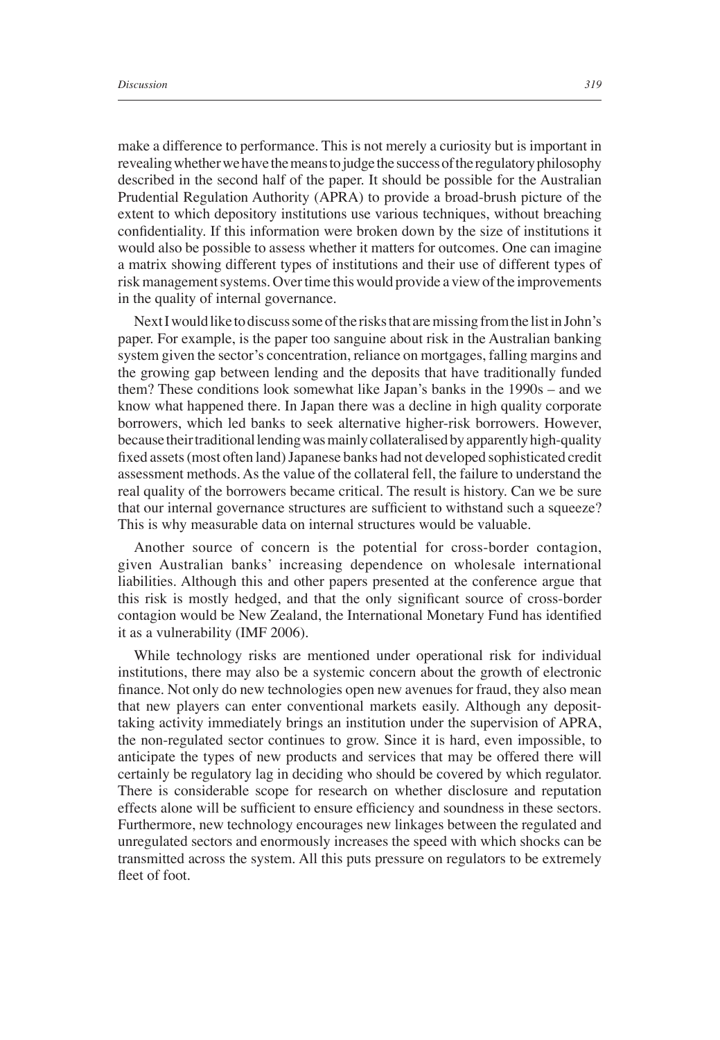make a difference to performance. This is not merely a curiosity but is important in revealing whether we have the means to judge the success of the regulatory philosophy described in the second half of the paper. It should be possible for the Australian Prudential Regulation Authority (APRA) to provide a broad-brush picture of the extent to which depository institutions use various techniques, without breaching confidentiality. If this information were broken down by the size of institutions it would also be possible to assess whether it matters for outcomes. One can imagine a matrix showing different types of institutions and their use of different types of risk management systems. Over time this would provide a view of the improvements in the quality of internal governance.

Next I would like to discuss some of the risks that are missing from the list in John's paper. For example, is the paper too sanguine about risk in the Australian banking system given the sector's concentration, reliance on mortgages, falling margins and the growing gap between lending and the deposits that have traditionally funded them? These conditions look somewhat like Japan's banks in the 1990s – and we know what happened there. In Japan there was a decline in high quality corporate borrowers, which led banks to seek alternative higher-risk borrowers. However, because their traditional lending was mainly collateralised by apparently high-quality fixed assets (most often land) Japanese banks had not developed sophisticated credit assessment methods. As the value of the collateral fell, the failure to understand the real quality of the borrowers became critical. The result is history. Can we be sure that our internal governance structures are sufficient to withstand such a squeeze? This is why measurable data on internal structures would be valuable.

Another source of concern is the potential for cross-border contagion, given Australian banks' increasing dependence on wholesale international liabilities. Although this and other papers presented at the conference argue that this risk is mostly hedged, and that the only significant source of cross-border contagion would be New Zealand, the International Monetary Fund has identified it as a vulnerability (IMF 2006).

While technology risks are mentioned under operational risk for individual institutions, there may also be a systemic concern about the growth of electronic finance. Not only do new technologies open new avenues for fraud, they also mean that new players can enter conventional markets easily. Although any deposit-taking activity immediately brings an institution under the supervision of APRA, the non-regulated sector continues to grow. Since it is hard, even impossible, to anticipate the types of new products and services that may be offered there will certainly be regulatory lag in deciding who should be covered by which regulator. There is considerable scope for research on whether disclosure and reputation effects alone will be sufficient to ensure efficiency and soundness in these sectors. Furthermore, new technology encourages new linkages between the regulated and unregulated sectors and enormously increases the speed with which shocks can be transmitted across the system. All this puts pressure on regulators to be extremely fleet of foot.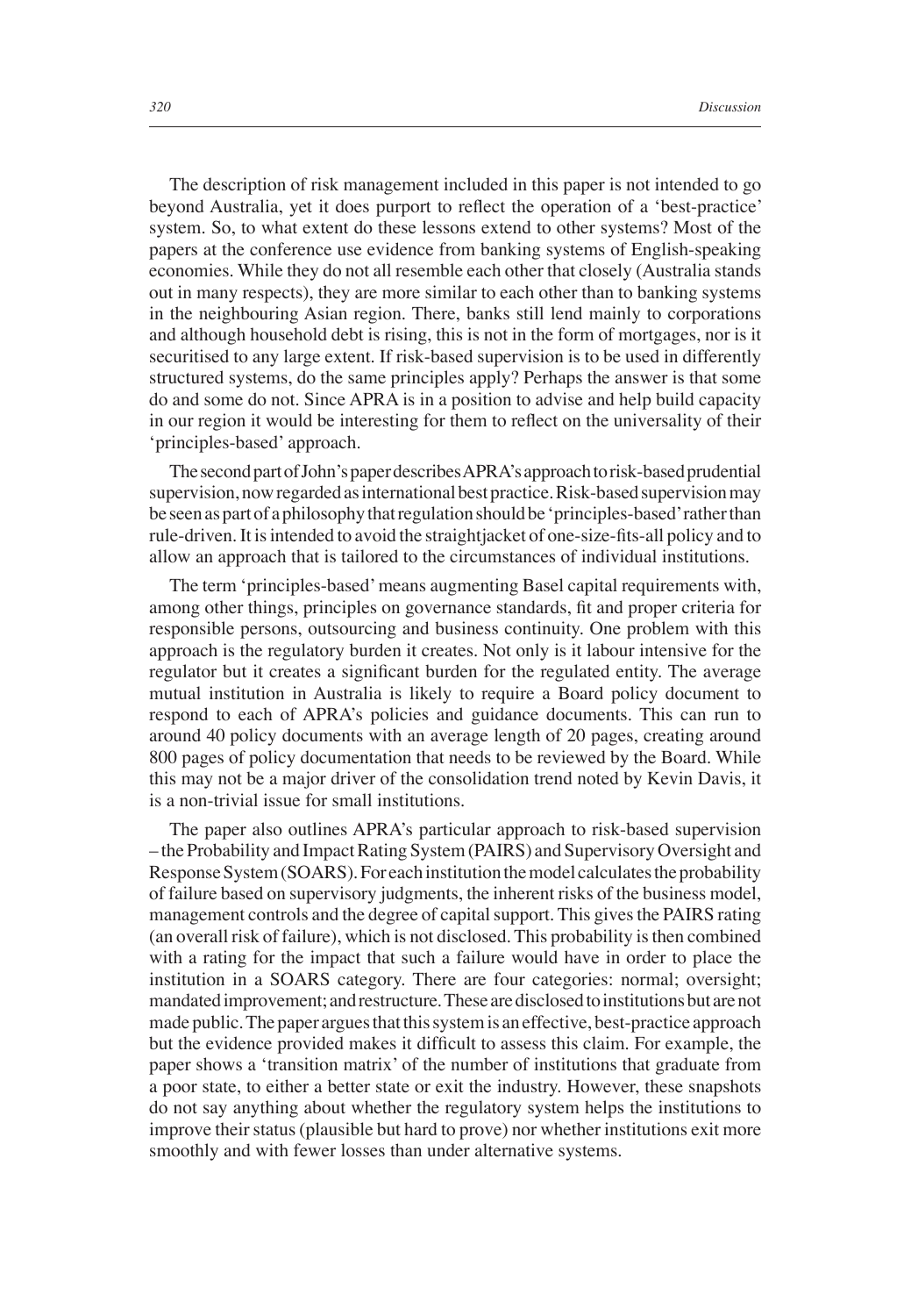The description of risk management included in this paper is not intended to go beyond Australia, yet it does purport to reflect the operation of a 'best-practice' system. So, to what extent do these lessons extend to other systems? Most of the papers at the conference use evidence from banking systems of English-speaking economies. While they do not all resemble each other that closely (Australia stands out in many respects), they are more similar to each other than to banking systems in the neighbouring Asian region. There, banks still lend mainly to corporations and although household debt is rising, this is not in the form of mortgages, nor is it securitised to any large extent. If risk-based supervision is to be used in differently structured systems, do the same principles apply? Perhaps the answer is that some do and some do not. Since APRA is in a position to advise and help build capacity in our region it would be interesting for them to reflect on the universality of their 'principles-based' approach.

The second part of John's paper describes APRA's approach to risk-based prudential supervision, now regarded as international best practice. Risk-based supervision may be seen as part of a philosophy that regulation should be 'principles-based' rather than rule-driven. It is intended to avoid the straightjacket of one-size-fits-all policy and to allow an approach that is tailored to the circumstances of individual institutions.

The term 'principles-based' means augmenting Basel capital requirements with, among other things, principles on governance standards, fit and proper criteria for responsible persons, outsourcing and business continuity. One problem with this approach is the regulatory burden it creates. Not only is it labour intensive for the regulator but it creates a significant burden for the regulated entity. The average mutual institution in Australia is likely to require a Board policy document to respond to each of APRA's policies and guidance documents. This can run to around 40 policy documents with an average length of 20 pages, creating around 800 pages of policy documentation that needs to be reviewed by the Board. While this may not be a major driver of the consolidation trend noted by Kevin Davis, it is a non-trivial issue for small institutions.

The paper also outlines APRA's particular approach to risk-based supervision – the Probability and Impact Rating System (PAIRS) and Supervisory Oversight and Response System (SOARS). For each institution the model calculates the probability of failure based on supervisory judgments, the inherent risks of the business model, management controls and the degree of capital support. This gives the PAIRS rating (an overall risk of failure), which is not disclosed. This probability is then combined with a rating for the impact that such a failure would have in order to place the institution in a SOARS category. There are four categories: normal; oversight; mandated improvement; and restructure. These are disclosed to institutions but are not made public. The paper argues that this system is an effective, best-practice approach but the evidence provided makes it difficult to assess this claim. For example, the paper shows a 'transition matrix' of the number of institutions that graduate from a poor state, to either a better state or exit the industry. However, these snapshots do not say anything about whether the regulatory system helps the institutions to improve their status (plausible but hard to prove) nor whether institutions exit more smoothly and with fewer losses than under alternative systems.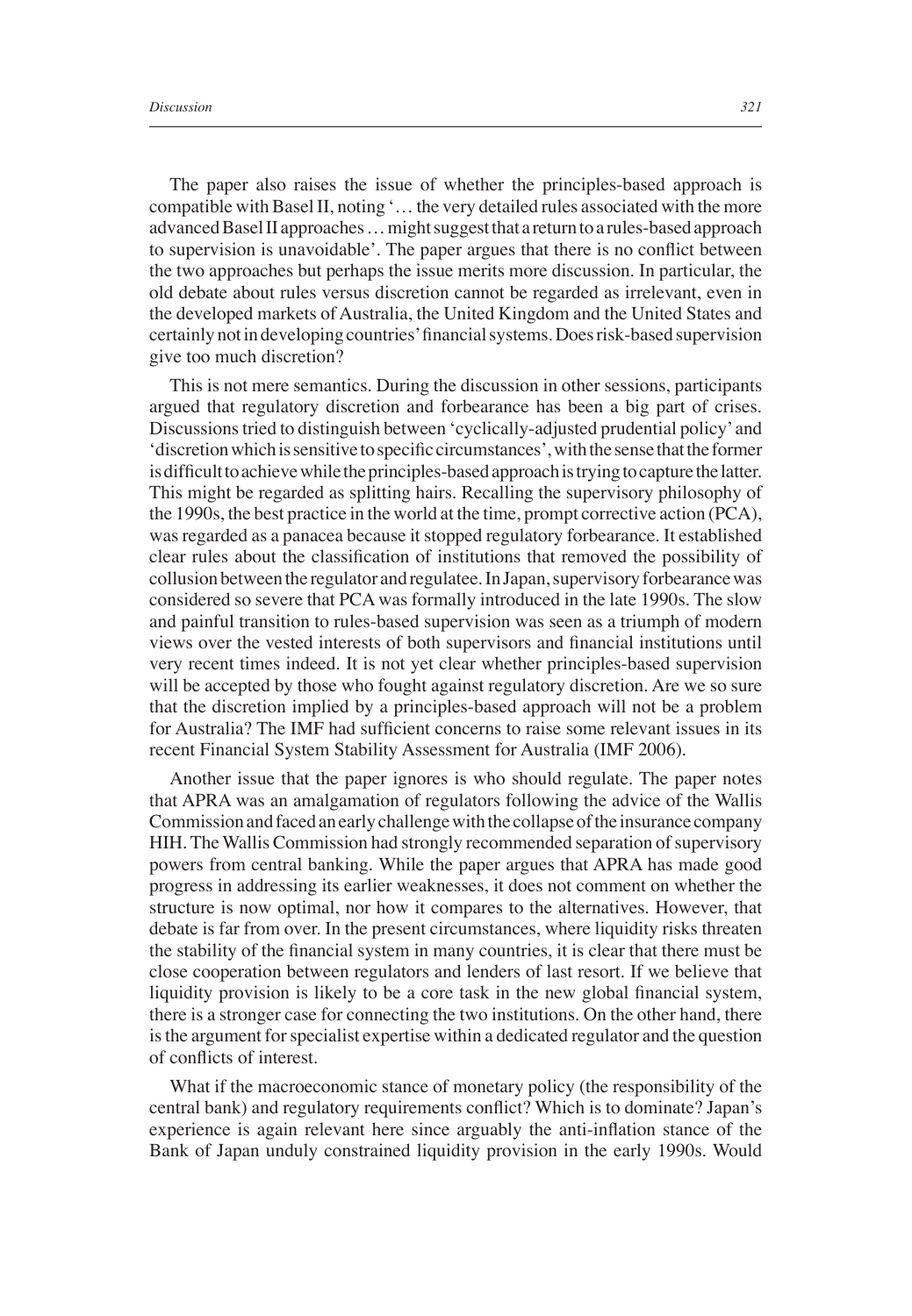The paper also raises the issue of whether the principles-based approach is compatible with Basel II, noting '… the very detailed rules associated with the more advanced Basel II approaches … might suggest that a return to a rules-based approach to supervision is unavoidable'. The paper argues that there is no conflict between the two approaches but perhaps the issue merits more discussion. In particular, the old debate about rules versus discretion cannot be regarded as irrelevant, even in the developed markets of Australia, the United Kingdom and the United States and certainly not in developing countries' financial systems. Does risk-based supervision give too much discretion?

This is not mere semantics. During the discussion in other sessions, participants argued that regulatory discretion and forbearance has been a big part of crises. Discussions tried to distinguish between 'cyclically-adjusted prudential policy' and 'discretion which is sensitive to specific circumstances', with the sense that the former is difficult to achieve while the principles-based approach is trying to capture the latter. This might be regarded as splitting hairs. Recalling the supervisory philosophy of the 1990s, the best practice in the world at the time, prompt corrective action (PCA), was regarded as a panacea because it stopped regulatory forbearance. It established clear rules about the classification of institutions that removed the possibility of collusion between the regulator and regulatee. In Japan, supervisory forbearance was considered so severe that PCA was formally introduced in the late 1990s. The slow and painful transition to rules-based supervision was seen as a triumph of modern views over the vested interests of both supervisors and financial institutions until very recent times indeed. It is not yet clear whether principles-based supervision will be accepted by those who fought against regulatory discretion. Are we so sure that the discretion implied by a principles-based approach will not be a problem for Australia? The IMF had sufficient concerns to raise some relevant issues in its recent Financial System Stability Assessment for Australia (IMF 2006).

Another issue that the paper ignores is who should regulate. The paper notes that APRA was an amalgamation of regulators following the advice of the Wallis Commission and faced an early challenge with the collapse of the insurance company HIH. The Wallis Commission had strongly recommended separation of supervisory powers from central banking. While the paper argues that APRA has made good progress in addressing its earlier weaknesses, it does not comment on whether the structure is now optimal, nor how it compares to the alternatives. However, that debate is far from over. In the present circumstances, where liquidity risks threaten the stability of the financial system in many countries, it is clear that there must be close cooperation between regulators and lenders of last resort. If we believe that liquidity provision is likely to be a core task in the new global financial system, there is a stronger case for connecting the two institutions. On the other hand, there is the argument for specialist expertise within a dedicated regulator and the question of conflicts of interest.

What if the macroeconomic stance of monetary policy (the responsibility of the central bank) and regulatory requirements conflict? Which is to dominate? Japan's experience is again relevant here since arguably the anti-inflation stance of the Bank of Japan unduly constrained liquidity provision in the early 1990s. Would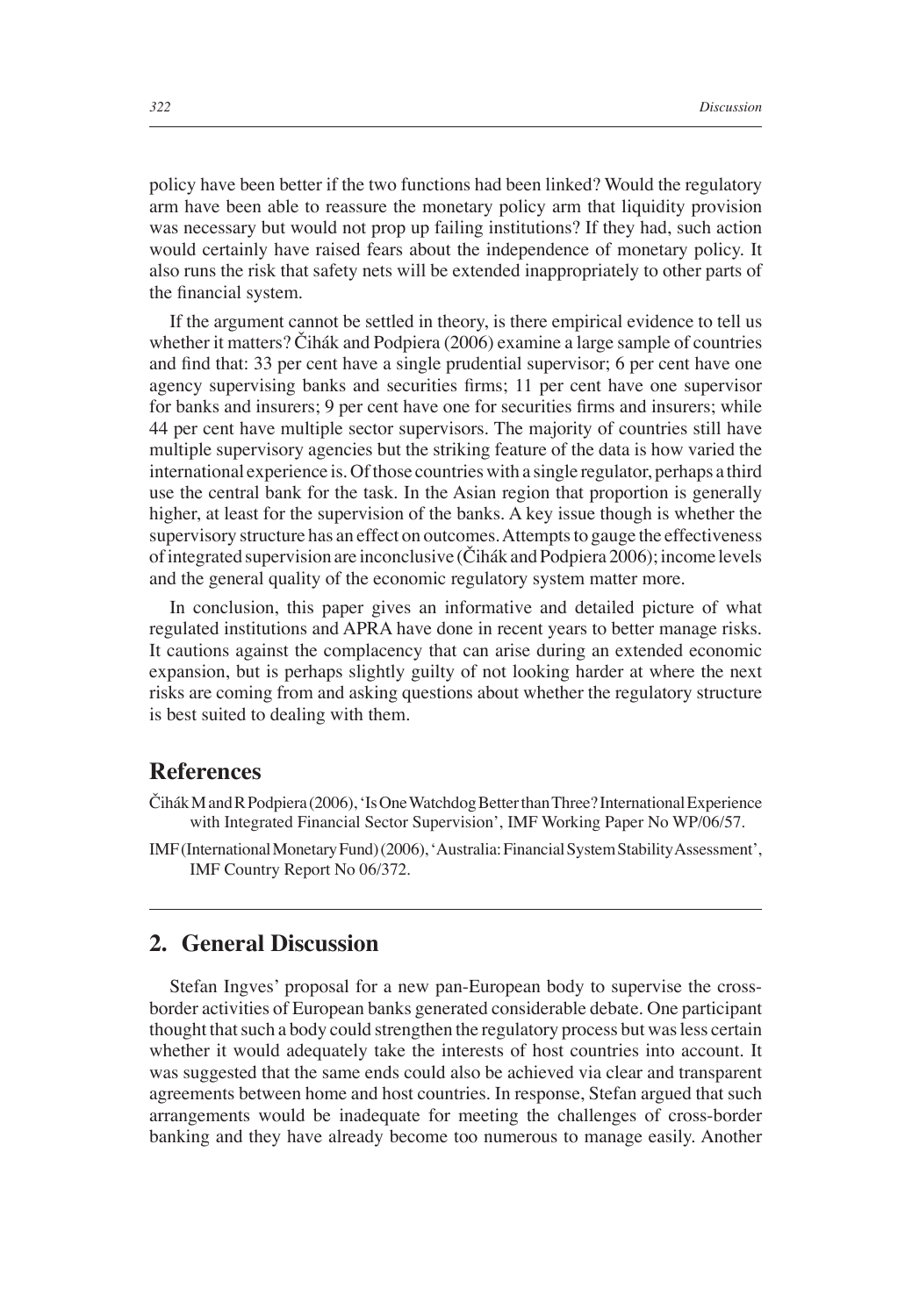policy have been better if the two functions had been linked? Would the regulatory arm have been able to reassure the monetary policy arm that liquidity provision was necessary but would not prop up failing institutions? If they had, such action would certainly have raised fears about the independence of monetary policy. It also runs the risk that safety nets will be extended inappropriately to other parts of the financial system.

If the argument cannot be settled in theory, is there empirical evidence to tell us whether it matters? Čihák and Podpiera (2006) examine a large sample of countries and find that: 33 per cent have a single prudential supervisor; 6 per cent have one agency supervising banks and securities firms; 11 per cent have one supervisor for banks and insurers; 9 per cent have one for securities firms and insurers; while 44 per cent have multiple sector supervisors. The majority of countries still have multiple supervisory agencies but the striking feature of the data is how varied the international experience is. Of those countries with a single regulator, perhaps a third use the central bank for the task. In the Asian region that proportion is generally higher, at least for the supervision of the banks. A key issue though is whether the supervisory structure has an effect on outcomes. Attempts to gauge the effectiveness of integrated supervision are inconclusive (Čihák and Podpiera 2006); income levels and the general quality of the economic regulatory system matter more.

In conclusion, this paper gives an informative and detailed picture of what regulated institutions and APRA have done in recent years to better manage risks. It cautions against the complacency that can arise during an extended economic expansion, but is perhaps slightly guilty of not looking harder at where the next risks are coming from and asking questions about whether the regulatory structure is best suited to dealing with them.

## References

Čihák M and R Podpiera (2006), 'Is One Watchdog Better than Three? International Experience with Integrated Financial Sector Supervision', IMF Working Paper No WP/06/57.

IMF (International Monetary Fund) (2006), 'Australia: Financial System Stability Assessment', IMF Country Report No 06/372.

---

## 2. General Discussion

Stefan Ingves' proposal for a new pan-European body to supervise the cross-border activities of European banks generated considerable debate. One participant thought that such a body could strengthen the regulatory process but was less certain whether it would adequately take the interests of host countries into account. It was suggested that the same ends could also be achieved via clear and transparent agreements between home and host countries. In response, Stefan argued that such arrangements would be inadequate for meeting the challenges of cross-border banking and they have already become too numerous to manage easily. Another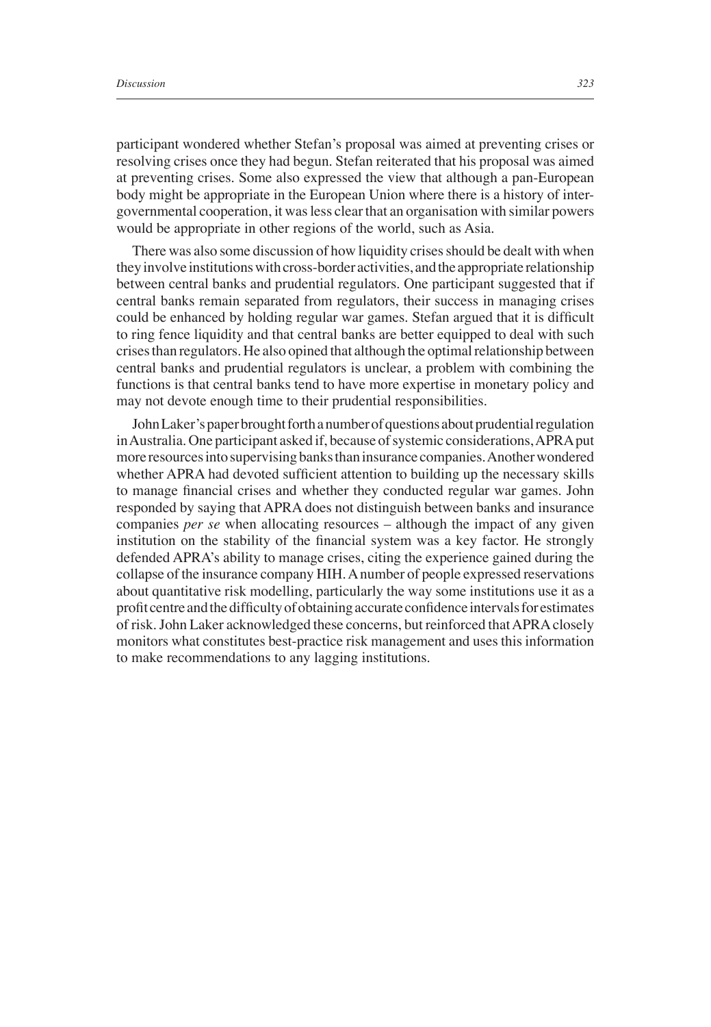participant wondered whether Stefan's proposal was aimed at preventing crises or resolving crises once they had begun. Stefan reiterated that his proposal was aimed at preventing crises. Some also expressed the view that although a pan-European body might be appropriate in the European Union where there is a history of intergovernmental cooperation, it was less clear that an organisation with similar powers would be appropriate in other regions of the world, such as Asia.

There was also some discussion of how liquidity crises should be dealt with when they involve institutions with cross-border activities, and the appropriate relationship between central banks and prudential regulators. One participant suggested that if central banks remain separated from regulators, their success in managing crises could be enhanced by holding regular war games. Stefan argued that it is difficult to ring fence liquidity and that central banks are better equipped to deal with such crises than regulators. He also opined that although the optimal relationship between central banks and prudential regulators is unclear, a problem with combining the functions is that central banks tend to have more expertise in monetary policy and may not devote enough time to their prudential responsibilities.

John Laker's paper brought forth a number of questions about prudential regulation in Australia. One participant asked if, because of systemic considerations, APRA put more resources into supervising banks than insurance companies. Another wondered whether APRA had devoted sufficient attention to building up the necessary skills to manage financial crises and whether they conducted regular war games. John responded by saying that APRA does not distinguish between banks and insurance companies *per se* when allocating resources – although the impact of any given institution on the stability of the financial system was a key factor. He strongly defended APRA's ability to manage crises, citing the experience gained during the collapse of the insurance company HIH. A number of people expressed reservations about quantitative risk modelling, particularly the way some institutions use it as a profit centre and the difficulty of obtaining accurate confidence intervals for estimates of risk. John Laker acknowledged these concerns, but reinforced that APRA closely monitors what constitutes best-practice risk management and uses this information to make recommendations to any lagging institutions.